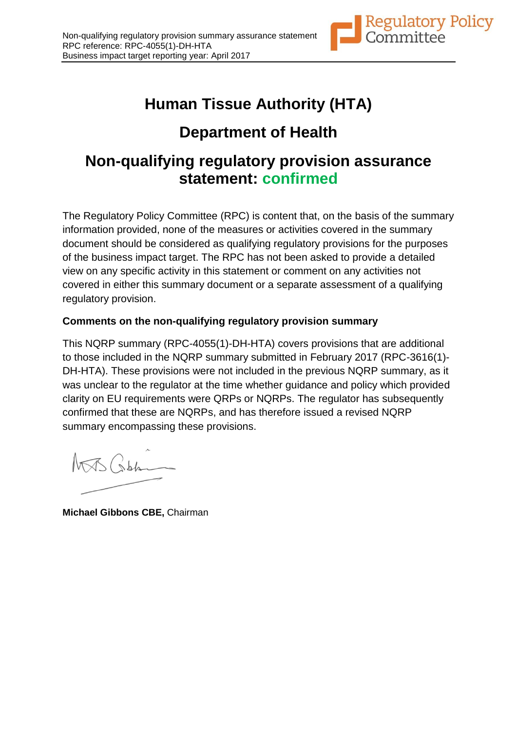Non-qualifying regulatory provision summary assurance statement
RPC reference: RPC-4055(1)-DH-HTA
Business impact target reporting year: April 2017

# Human Tissue Authority (HTA)

# Department of Health

# Non-qualifying regulatory provision assurance statement: confirmed

The Regulatory Policy Committee (RPC) is content that, on the basis of the summary information provided, none of the measures or activities covered in the summary document should be considered as qualifying regulatory provisions for the purposes of the business impact target. The RPC has not been asked to provide a detailed view on any specific activity in this statement or comment on any activities not covered in either this summary document or a separate assessment of a qualifying regulatory provision.

**Comments on the non-qualifying regulatory provision summary**

This NQRP summary (RPC-4055(1)-DH-HTA) covers provisions that are additional to those included in the NQRP summary submitted in February 2017 (RPC-3616(1)-DH-HTA). These provisions were not included in the previous NQRP summary, as it was unclear to the regulator at the time whether guidance and policy which provided clarity on EU requirements were QRPs or NQRPs. The regulator has subsequently confirmed that these are NQRPs, and has therefore issued a revised NQRP summary encompassing these provisions.

**Michael Gibbons CBE,** Chairman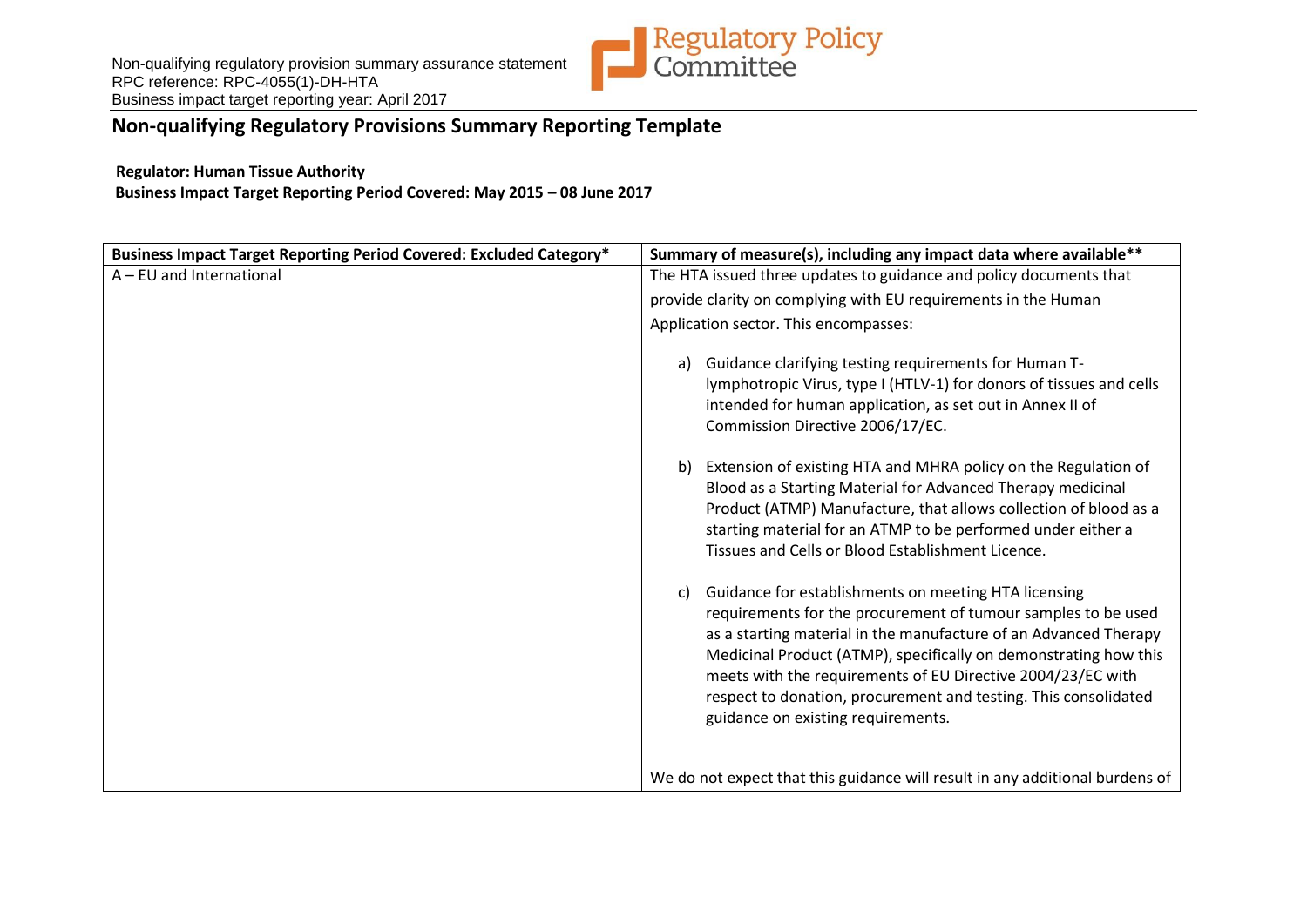Non-qualifying regulatory provision summary assurance statement
RPC reference: RPC-4055(1)-DH-HTA
Business impact target reporting year: April 2017

## Non-qualifying Regulatory Provisions Summary Reporting Template

**Regulator: Human Tissue Authority**
**Business Impact Target Reporting Period Covered: May 2015 – 08 June 2017**

| Business Impact Target Reporting Period Covered: Excluded Category* | Summary of measure(s), including any impact data where available** |
|---|---|
| A – EU and International | The HTA issued three updates to guidance and policy documents that provide clarity on complying with EU requirements in the Human Application sector. This encompasses:<br><br>a) Guidance clarifying testing requirements for Human T-lymphotropic Virus, type I (HTLV-1) for donors of tissues and cells intended for human application, as set out in Annex II of Commission Directive 2006/17/EC.<br><br>b) Extension of existing HTA and MHRA policy on the Regulation of Blood as a Starting Material for Advanced Therapy medicinal Product (ATMP) Manufacture, that allows collection of blood as a starting material for an ATMP to be performed under either a Tissues and Cells or Blood Establishment Licence.<br><br>c) Guidance for establishments on meeting HTA licensing requirements for the procurement of tumour samples to be used as a starting material in the manufacture of an Advanced Therapy Medicinal Product (ATMP), specifically on demonstrating how this meets with the requirements of EU Directive 2004/23/EC with respect to donation, procurement and testing. This consolidated guidance on existing requirements.<br><br>We do not expect that this guidance will result in any additional burdens of |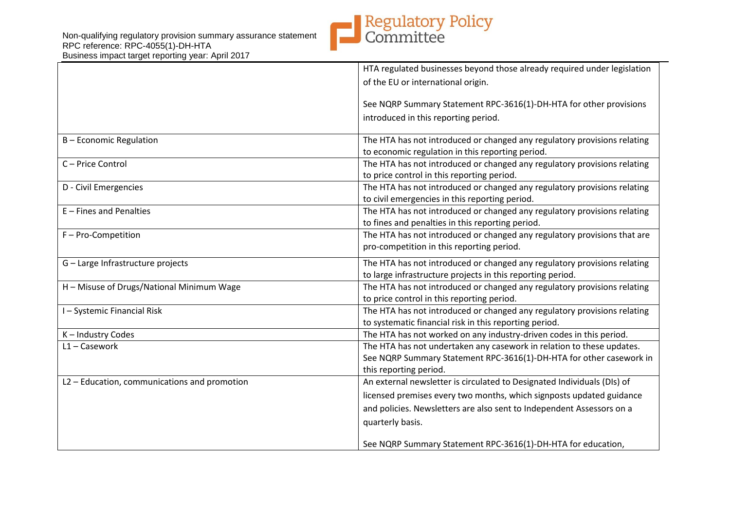| | |
|---|---|
| | HTA regulated businesses beyond those already required under legislation of the EU or international origin.<br><br>See NQRP Summary Statement RPC-3616(1)-DH-HTA for other provisions introduced in this reporting period. |
| B – Economic Regulation | The HTA has not introduced or changed any regulatory provisions relating to economic regulation in this reporting period. |
| C – Price Control | The HTA has not introduced or changed any regulatory provisions relating to price control in this reporting period. |
| D - Civil Emergencies | The HTA has not introduced or changed any regulatory provisions relating to civil emergencies in this reporting period. |
| E – Fines and Penalties | The HTA has not introduced or changed any regulatory provisions relating to fines and penalties in this reporting period. |
| F – Pro-Competition | The HTA has not introduced or changed any regulatory provisions that are pro-competition in this reporting period. |
| G – Large Infrastructure projects | The HTA has not introduced or changed any regulatory provisions relating to large infrastructure projects in this reporting period. |
| H – Misuse of Drugs/National Minimum Wage | The HTA has not introduced or changed any regulatory provisions relating to price control in this reporting period. |
| I – Systemic Financial Risk | The HTA has not introduced or changed any regulatory provisions relating to systematic financial risk in this reporting period. |
| K – Industry Codes | The HTA has not worked on any industry-driven codes in this period. |
| L1 – Casework | The HTA has not undertaken any casework in relation to these updates. See NQRP Summary Statement RPC-3616(1)-DH-HTA for other casework in this reporting period. |
| L2 – Education, communications and promotion | An external newsletter is circulated to Designated Individuals (DIs) of licensed premises every two months, which signposts updated guidance and policies. Newsletters are also sent to Independent Assessors on a quarterly basis.<br><br>See NQRP Summary Statement RPC-3616(1)-DH-HTA for education, |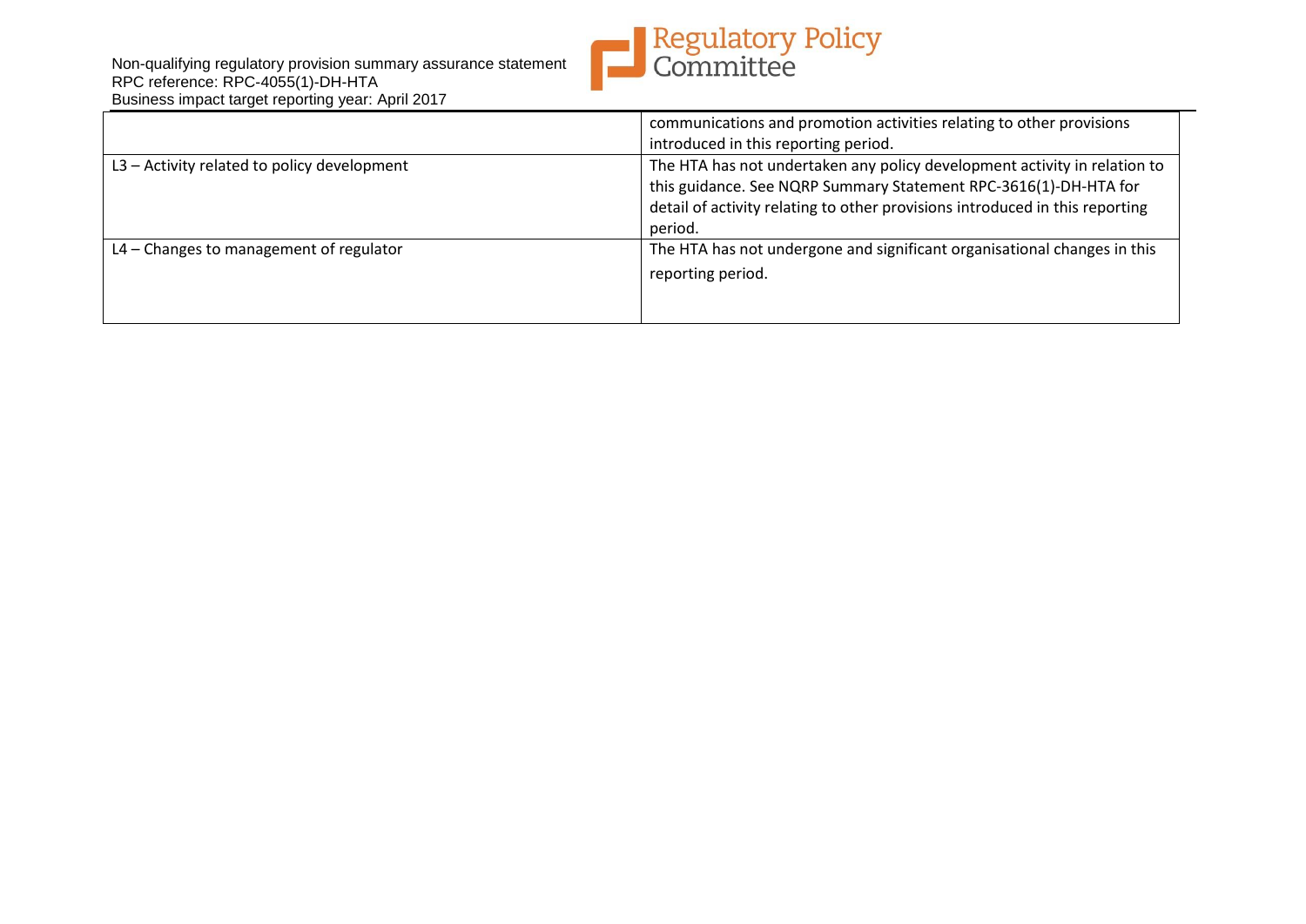| | |
|---|---|
| | communications and promotion activities relating to other provisions introduced in this reporting period. |
| L3 – Activity related to policy development | The HTA has not undertaken any policy development activity in relation to this guidance. See NQRP Summary Statement RPC-3616(1)-DH-HTA for detail of activity relating to other provisions introduced in this reporting period. |
| L4 – Changes to management of regulator | The HTA has not undergone and significant organisational changes in this reporting period. |